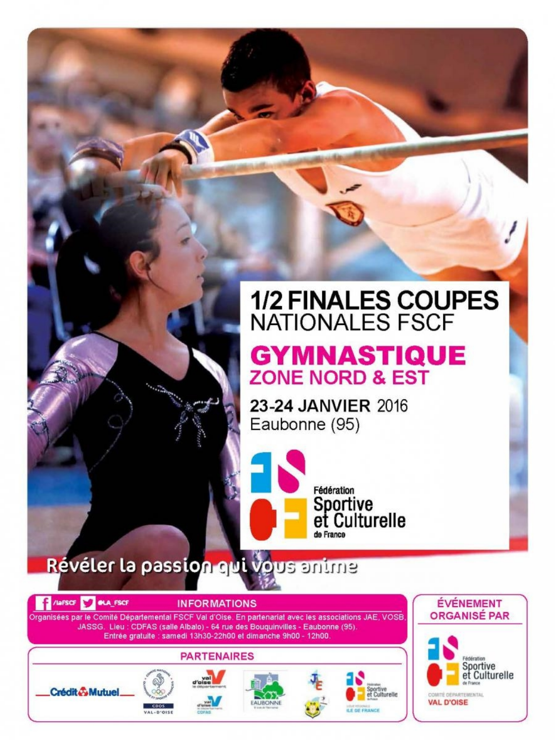# 1/2 FINALES COUPES NATIONALES FSCF

## GYMNASTIQUE
## ZONE NORD & EST

**23-24 JANVIER** 2016
Eaubonne (95)

Fédération Sportive et Culturelle de France

Révéler la passion qui vous anime

/laFSCF @LA_FSCF

**INFORMATIONS**

Organisées par le Comité Départemental FSCF Val d'Oise. En partenariat avec les associations JAE, VOSB, JASSG. Lieu : CDFAS (salle Albalo) - 64 rue des Bouquinvilles - Eaubonne (95).
Entrée gratuite : samedi 13h30-22h00 et dimanche 9h00 - 12h00.

**PARTENAIRES**

Crédit Mutuel — CDOS Val-d'Oise — Val d'Oise le département — Val d'Oise CDFAS — Eaubonne — JE — Fédération Sportive et Culturelle de France Ligue Régionale Ile de France

**ÉVÉNEMENT ORGANISÉ PAR**

Fédération Sportive et Culturelle de France
Comité Départemental
VAL D'OISE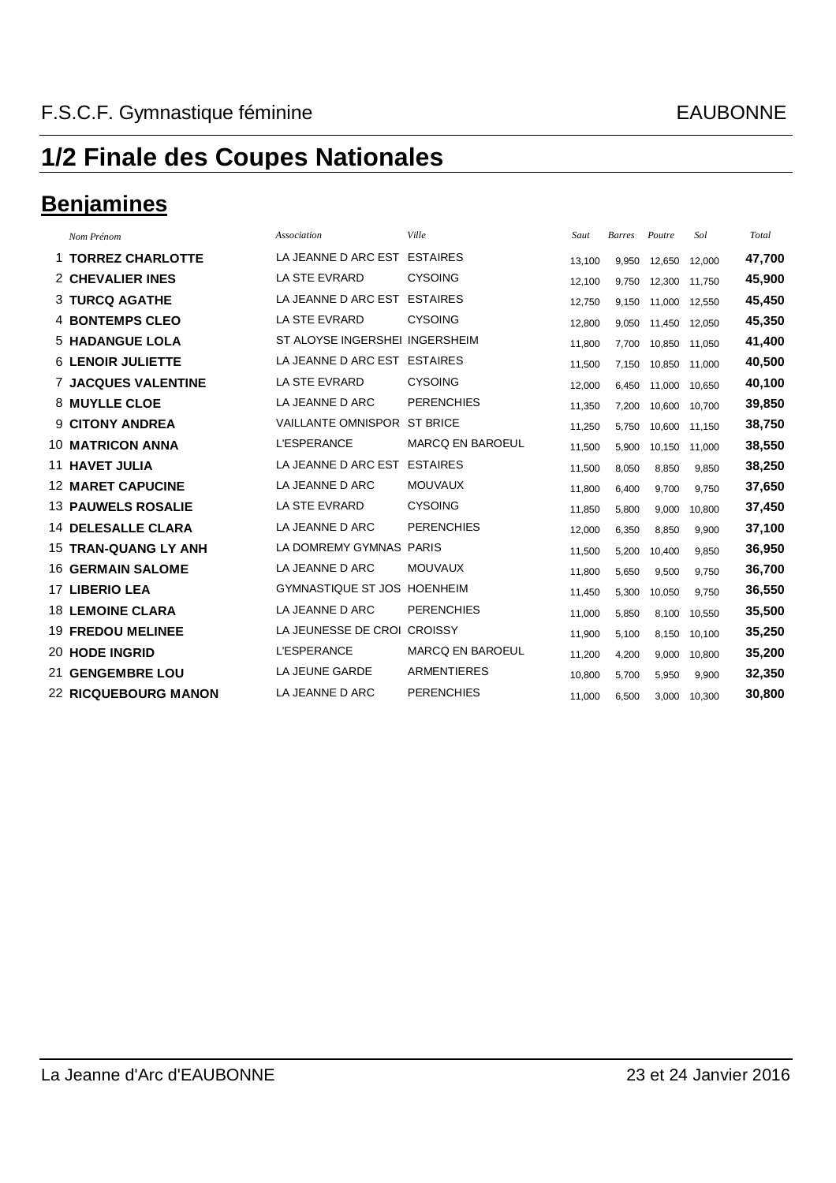F.S.C.F. Gymnastique féminine EAUBONNE

# 1/2 Finale des Coupes Nationales

## Benjamines

| | *Nom Prénom* | *Association* | *Ville* | *Saut* | *Barres* | *Poutre* | *Sol* | *Total* |
|---|---|---|---|---|---|---|---|---|
| 1 | **TORREZ CHARLOTTE** | LA JEANNE D ARC EST | ESTAIRES | 13,100 | 9,950 | 12,650 | 12,000 | **47,700** |
| 2 | **CHEVALIER INES** | LA STE EVRARD | CYSOING | 12,100 | 9,750 | 12,300 | 11,750 | **45,900** |
| 3 | **TURCQ AGATHE** | LA JEANNE D ARC EST | ESTAIRES | 12,750 | 9,150 | 11,000 | 12,550 | **45,450** |
| 4 | **BONTEMPS CLEO** | LA STE EVRARD | CYSOING | 12,800 | 9,050 | 11,450 | 12,050 | **45,350** |
| 5 | **HADANGUE LOLA** | ST ALOYSE INGERSHEI | INGERSHEIM | 11,800 | 7,700 | 10,850 | 11,050 | **41,400** |
| 6 | **LENOIR JULIETTE** | LA JEANNE D ARC EST | ESTAIRES | 11,500 | 7,150 | 10,850 | 11,000 | **40,500** |
| 7 | **JACQUES VALENTINE** | LA STE EVRARD | CYSOING | 12,000 | 6,450 | 11,000 | 10,650 | **40,100** |
| 8 | **MUYLLE CLOE** | LA JEANNE D ARC | PERENCHIES | 11,350 | 7,200 | 10,600 | 10,700 | **39,850** |
| 9 | **CITONY ANDREA** | VAILLANTE OMNISPOR | ST BRICE | 11,250 | 5,750 | 10,600 | 11,150 | **38,750** |
| 10 | **MATRICON ANNA** | L'ESPERANCE | MARCQ EN BAROEUL | 11,500 | 5,900 | 10,150 | 11,000 | **38,550** |
| 11 | **HAVET JULIA** | LA JEANNE D ARC EST | ESTAIRES | 11,500 | 8,050 | 8,850 | 9,850 | **38,250** |
| 12 | **MARET CAPUCINE** | LA JEANNE D ARC | MOUVAUX | 11,800 | 6,400 | 9,700 | 9,750 | **37,650** |
| 13 | **PAUWELS ROSALIE** | LA STE EVRARD | CYSOING | 11,850 | 5,800 | 9,000 | 10,800 | **37,450** |
| 14 | **DELESALLE CLARA** | LA JEANNE D ARC | PERENCHIES | 12,000 | 6,350 | 8,850 | 9,900 | **37,100** |
| 15 | **TRAN-QUANG LY ANH** | LA DOMREMY GYMNAS | PARIS | 11,500 | 5,200 | 10,400 | 9,850 | **36,950** |
| 16 | **GERMAIN SALOME** | LA JEANNE D ARC | MOUVAUX | 11,800 | 5,650 | 9,500 | 9,750 | **36,700** |
| 17 | **LIBERIO LEA** | GYMNASTIQUE ST JOS | HOENHEIM | 11,450 | 5,300 | 10,050 | 9,750 | **36,550** |
| 18 | **LEMOINE CLARA** | LA JEANNE D ARC | PERENCHIES | 11,000 | 5,850 | 8,100 | 10,550 | **35,500** |
| 19 | **FREDOU MELINEE** | LA JEUNESSE DE CROI | CROISSY | 11,900 | 5,100 | 8,150 | 10,100 | **35,250** |
| 20 | **HODE INGRID** | L'ESPERANCE | MARCQ EN BAROEUL | 11,200 | 4,200 | 9,000 | 10,800 | **35,200** |
| 21 | **GENGEMBRE LOU** | LA JEUNE GARDE | ARMENTIERES | 10,800 | 5,700 | 5,950 | 9,900 | **32,350** |
| 22 | **RICQUEBOURG MANON** | LA JEANNE D ARC | PERENCHIES | 11,000 | 6,500 | 3,000 | 10,300 | **30,800** |

La Jeanne d'Arc d'EAUBONNE 23 et 24 Janvier 2016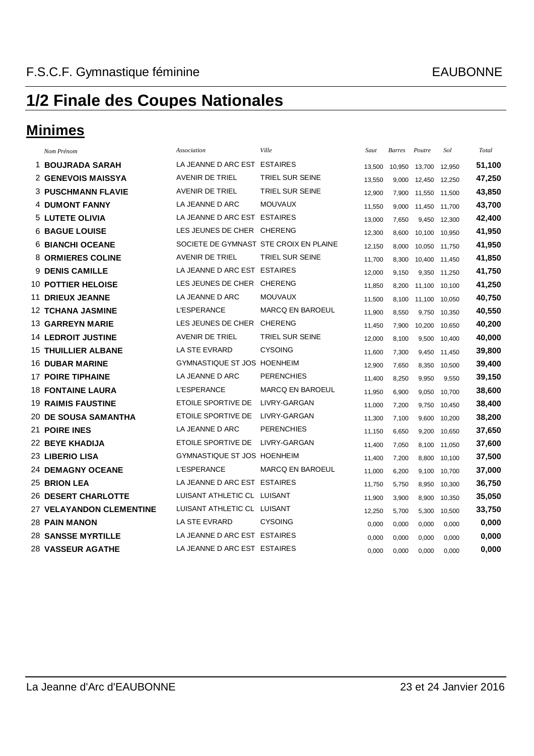F.S.C.F. Gymnastique féminine EAUBONNE

# 1/2 Finale des Coupes Nationales

## Minimes

| | *Nom Prénom* | *Association* | *Ville* | *Saut* | *Barres* | *Poutre* | *Sol* | *Total* |
|---|---|---|---|---|---|---|---|---|
| 1 | **BOUJRADA SARAH** | LA JEANNE D ARC EST | ESTAIRES | 13,500 | 10,950 | 13,700 | 12,950 | **51,100** |
| 2 | **GENEVOIS MAISSYA** | AVENIR DE TRIEL | TRIEL SUR SEINE | 13,550 | 9,000 | 12,450 | 12,250 | **47,250** |
| 3 | **PUSCHMANN FLAVIE** | AVENIR DE TRIEL | TRIEL SUR SEINE | 12,900 | 7,900 | 11,550 | 11,500 | **43,850** |
| 4 | **DUMONT FANNY** | LA JEANNE D ARC | MOUVAUX | 11,550 | 9,000 | 11,450 | 11,700 | **43,700** |
| 5 | **LUTETE OLIVIA** | LA JEANNE D ARC EST | ESTAIRES | 13,000 | 7,650 | 9,450 | 12,300 | **42,400** |
| 6 | **BAGUE LOUISE** | LES JEUNES DE CHER | CHERENG | 12,300 | 8,600 | 10,100 | 10,950 | **41,950** |
| 6 | **BIANCHI OCEANE** | SOCIETE DE GYMNAST | STE CROIX EN PLAINE | 12,150 | 8,000 | 10,050 | 11,750 | **41,950** |
| 8 | **ORMIERES COLINE** | AVENIR DE TRIEL | TRIEL SUR SEINE | 11,700 | 8,300 | 10,400 | 11,450 | **41,850** |
| 9 | **DENIS CAMILLE** | LA JEANNE D ARC EST | ESTAIRES | 12,000 | 9,150 | 9,350 | 11,250 | **41,750** |
| 10 | **POTTIER HELOISE** | LES JEUNES DE CHER | CHERENG | 11,850 | 8,200 | 11,100 | 10,100 | **41,250** |
| 11 | **DRIEUX JEANNE** | LA JEANNE D ARC | MOUVAUX | 11,500 | 8,100 | 11,100 | 10,050 | **40,750** |
| 12 | **TCHANA JASMINE** | L'ESPERANCE | MARCQ EN BAROEUL | 11,900 | 8,550 | 9,750 | 10,350 | **40,550** |
| 13 | **GARREYN MARIE** | LES JEUNES DE CHER | CHERENG | 11,450 | 7,900 | 10,200 | 10,650 | **40,200** |
| 14 | **LEDROIT JUSTINE** | AVENIR DE TRIEL | TRIEL SUR SEINE | 12,000 | 8,100 | 9,500 | 10,400 | **40,000** |
| 15 | **THUILLIER ALBANE** | LA STE EVRARD | CYSOING | 11,600 | 7,300 | 9,450 | 11,450 | **39,800** |
| 16 | **DUBAR MARINE** | GYMNASTIQUE ST JOS | HOENHEIM | 12,900 | 7,650 | 8,350 | 10,500 | **39,400** |
| 17 | **POIRE TIPHAINE** | LA JEANNE D ARC | PERENCHIES | 11,400 | 8,250 | 9,950 | 9,550 | **39,150** |
| 18 | **FONTAINE LAURA** | L'ESPERANCE | MARCQ EN BAROEUL | 11,950 | 6,900 | 9,050 | 10,700 | **38,600** |
| 19 | **RAIMIS FAUSTINE** | ETOILE SPORTIVE DE | LIVRY-GARGAN | 11,000 | 7,200 | 9,750 | 10,450 | **38,400** |
| 20 | **DE SOUSA SAMANTHA** | ETOILE SPORTIVE DE | LIVRY-GARGAN | 11,300 | 7,100 | 9,600 | 10,200 | **38,200** |
| 21 | **POIRE INES** | LA JEANNE D ARC | PERENCHIES | 11,150 | 6,650 | 9,200 | 10,650 | **37,650** |
| 22 | **BEYE KHADIJA** | ETOILE SPORTIVE DE | LIVRY-GARGAN | 11,400 | 7,050 | 8,100 | 11,050 | **37,600** |
| 23 | **LIBERIO LISA** | GYMNASTIQUE ST JOS | HOENHEIM | 11,400 | 7,200 | 8,800 | 10,100 | **37,500** |
| 24 | **DEMAGNY OCEANE** | L'ESPERANCE | MARCQ EN BAROEUL | 11,000 | 6,200 | 9,100 | 10,700 | **37,000** |
| 25 | **BRION LEA** | LA JEANNE D ARC EST | ESTAIRES | 11,750 | 5,750 | 8,950 | 10,300 | **36,750** |
| 26 | **DESERT CHARLOTTE** | LUISANT ATHLETIC CL | LUISANT | 11,900 | 3,900 | 8,900 | 10,350 | **35,050** |
| 27 | **VELAYANDON CLEMENTINE** | LUISANT ATHLETIC CL | LUISANT | 12,250 | 5,700 | 5,300 | 10,500 | **33,750** |
| 28 | **PAIN MANON** | LA STE EVRARD | CYSOING | 0,000 | 0,000 | 0,000 | 0,000 | **0,000** |
| 28 | **SANSSE MYRTILLE** | LA JEANNE D ARC EST | ESTAIRES | 0,000 | 0,000 | 0,000 | 0,000 | **0,000** |
| 28 | **VASSEUR AGATHE** | LA JEANNE D ARC EST | ESTAIRES | 0,000 | 0,000 | 0,000 | 0,000 | **0,000** |

La Jeanne d'Arc d'EAUBONNE 23 et 24 Janvier 2016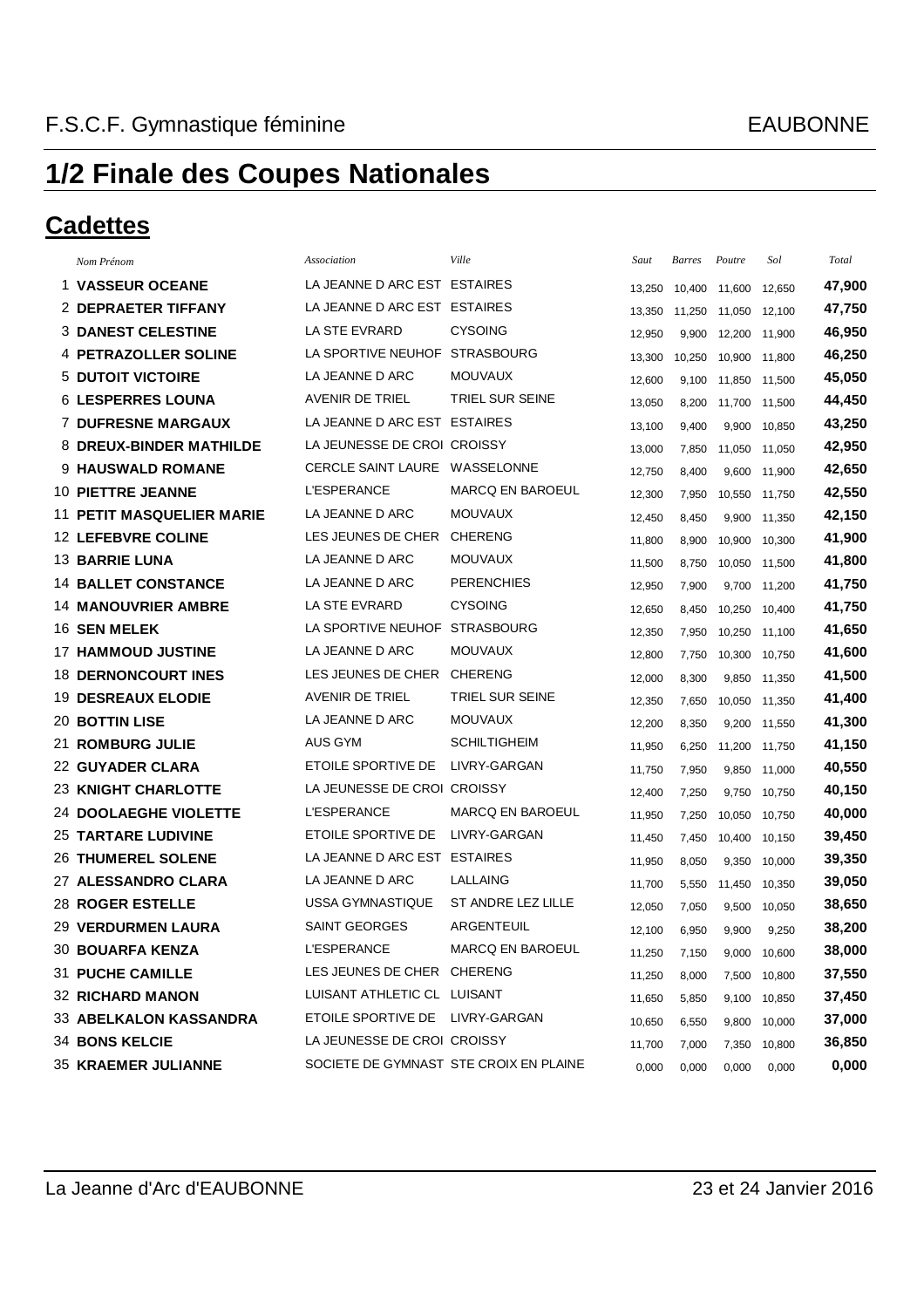F.S.C.F. Gymnastique féminine EAUBONNE

# 1/2 Finale des Coupes Nationales

## Cadettes

| | *Nom Prénom* | *Association* | *Ville* | *Saut* | *Barres* | *Poutre* | *Sol* | *Total* |
|---|---|---|---|---|---|---|---|---|
| 1 | **VASSEUR OCEANE** | LA JEANNE D ARC EST | ESTAIRES | 13,250 | 10,400 | 11,600 | 12,650 | **47,900** |
| 2 | **DEPRAETER TIFFANY** | LA JEANNE D ARC EST | ESTAIRES | 13,350 | 11,250 | 11,050 | 12,100 | **47,750** |
| 3 | **DANEST CELESTINE** | LA STE EVRARD | CYSOING | 12,950 | 9,900 | 12,200 | 11,900 | **46,950** |
| 4 | **PETRAZOLLER SOLINE** | LA SPORTIVE NEUHOF | STRASBOURG | 13,300 | 10,250 | 10,900 | 11,800 | **46,250** |
| 5 | **DUTOIT VICTOIRE** | LA JEANNE D ARC | MOUVAUX | 12,600 | 9,100 | 11,850 | 11,500 | **45,050** |
| 6 | **LESPERRES LOUNA** | AVENIR DE TRIEL | TRIEL SUR SEINE | 13,050 | 8,200 | 11,700 | 11,500 | **44,450** |
| 7 | **DUFRESNE MARGAUX** | LA JEANNE D ARC EST | ESTAIRES | 13,100 | 9,400 | 9,900 | 10,850 | **43,250** |
| 8 | **DREUX-BINDER MATHILDE** | LA JEUNESSE DE CROI | CROISSY | 13,000 | 7,850 | 11,050 | 11,050 | **42,950** |
| 9 | **HAUSWALD ROMANE** | CERCLE SAINT LAURE | WASSELONNE | 12,750 | 8,400 | 9,600 | 11,900 | **42,650** |
| 10 | **PIETTRE JEANNE** | L'ESPERANCE | MARCQ EN BAROEUL | 12,300 | 7,950 | 10,550 | 11,750 | **42,550** |
| 11 | **PETIT MASQUELIER MARIE** | LA JEANNE D ARC | MOUVAUX | 12,450 | 8,450 | 9,900 | 11,350 | **42,150** |
| 12 | **LEFEBVRE COLINE** | LES JEUNES DE CHER | CHERENG | 11,800 | 8,900 | 10,900 | 10,300 | **41,900** |
| 13 | **BARRIE LUNA** | LA JEANNE D ARC | MOUVAUX | 11,500 | 8,750 | 10,050 | 11,500 | **41,800** |
| 14 | **BALLET CONSTANCE** | LA JEANNE D ARC | PERENCHIES | 12,950 | 7,900 | 9,700 | 11,200 | **41,750** |
| 14 | **MANOUVRIER AMBRE** | LA STE EVRARD | CYSOING | 12,650 | 8,450 | 10,250 | 10,400 | **41,750** |
| 16 | **SEN MELEK** | LA SPORTIVE NEUHOF | STRASBOURG | 12,350 | 7,950 | 10,250 | 11,100 | **41,650** |
| 17 | **HAMMOUD JUSTINE** | LA JEANNE D ARC | MOUVAUX | 12,800 | 7,750 | 10,300 | 10,750 | **41,600** |
| 18 | **DERNONCOURT INES** | LES JEUNES DE CHER | CHERENG | 12,000 | 8,300 | 9,850 | 11,350 | **41,500** |
| 19 | **DESREAUX ELODIE** | AVENIR DE TRIEL | TRIEL SUR SEINE | 12,350 | 7,650 | 10,050 | 11,350 | **41,400** |
| 20 | **BOTTIN LISE** | LA JEANNE D ARC | MOUVAUX | 12,200 | 8,350 | 9,200 | 11,550 | **41,300** |
| 21 | **ROMBURG JULIE** | AUS GYM | SCHILTIGHEIM | 11,950 | 6,250 | 11,200 | 11,750 | **41,150** |
| 22 | **GUYADER CLARA** | ETOILE SPORTIVE DE | LIVRY-GARGAN | 11,750 | 7,950 | 9,850 | 11,000 | **40,550** |
| 23 | **KNIGHT CHARLOTTE** | LA JEUNESSE DE CROI | CROISSY | 12,400 | 7,250 | 9,750 | 10,750 | **40,150** |
| 24 | **DOOLAEGHE VIOLETTE** | L'ESPERANCE | MARCQ EN BAROEUL | 11,950 | 7,250 | 10,050 | 10,750 | **40,000** |
| 25 | **TARTARE LUDIVINE** | ETOILE SPORTIVE DE | LIVRY-GARGAN | 11,450 | 7,450 | 10,400 | 10,150 | **39,450** |
| 26 | **THUMEREL SOLENE** | LA JEANNE D ARC EST | ESTAIRES | 11,950 | 8,050 | 9,350 | 10,000 | **39,350** |
| 27 | **ALESSANDRO CLARA** | LA JEANNE D ARC | LALLAING | 11,700 | 5,550 | 11,450 | 10,350 | **39,050** |
| 28 | **ROGER ESTELLE** | USSA GYMNASTIQUE | ST ANDRE LEZ LILLE | 12,050 | 7,050 | 9,500 | 10,050 | **38,650** |
| 29 | **VERDURMEN LAURA** | SAINT GEORGES | ARGENTEUIL | 12,100 | 6,950 | 9,900 | 9,250 | **38,200** |
| 30 | **BOUARFA KENZA** | L'ESPERANCE | MARCQ EN BAROEUL | 11,250 | 7,150 | 9,000 | 10,600 | **38,000** |
| 31 | **PUCHE CAMILLE** | LES JEUNES DE CHER | CHERENG | 11,250 | 8,000 | 7,500 | 10,800 | **37,550** |
| 32 | **RICHARD MANON** | LUISANT ATHLETIC CL | LUISANT | 11,650 | 5,850 | 9,100 | 10,850 | **37,450** |
| 33 | **ABELKALON KASSANDRA** | ETOILE SPORTIVE DE | LIVRY-GARGAN | 10,650 | 6,550 | 9,800 | 10,000 | **37,000** |
| 34 | **BONS KELCIE** | LA JEUNESSE DE CROI | CROISSY | 11,700 | 7,000 | 7,350 | 10,800 | **36,850** |
| 35 | **KRAEMER JULIANNE** | SOCIETE DE GYMNAST | STE CROIX EN PLAINE | 0,000 | 0,000 | 0,000 | 0,000 | **0,000** |

La Jeanne d'Arc d'EAUBONNE 23 et 24 Janvier 2016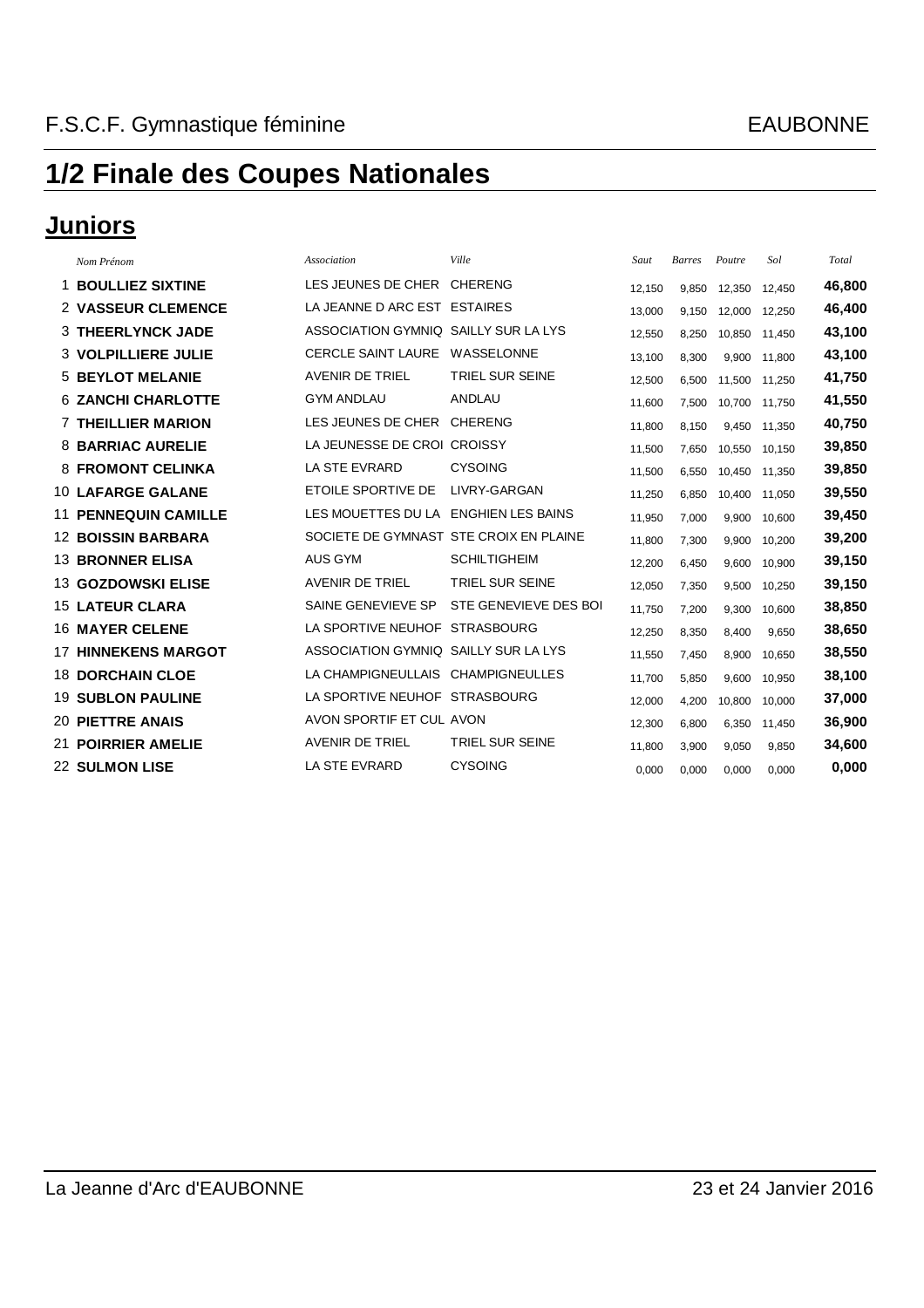F.S.C.F. Gymnastique féminine EAUBONNE

# 1/2 Finale des Coupes Nationales

## Juniors

| | Nom Prénom | Association | Ville | Saut | Barres | Poutre | Sol | Total |
|---|---|---|---|---|---|---|---|---|
| 1 | **BOULLIEZ SIXTINE** | LES JEUNES DE CHER | CHERENG | 12,150 | 9,850 | 12,350 | 12,450 | **46,800** |
| 2 | **VASSEUR CLEMENCE** | LA JEANNE D ARC EST | ESTAIRES | 13,000 | 9,150 | 12,000 | 12,250 | **46,400** |
| 3 | **THEERLYNCK JADE** | ASSOCIATION GYMNIQ | SAILLY SUR LA LYS | 12,550 | 8,250 | 10,850 | 11,450 | **43,100** |
| 3 | **VOLPILLIERE JULIE** | CERCLE SAINT LAURE | WASSELONNE | 13,100 | 8,300 | 9,900 | 11,800 | **43,100** |
| 5 | **BEYLOT MELANIE** | AVENIR DE TRIEL | TRIEL SUR SEINE | 12,500 | 6,500 | 11,500 | 11,250 | **41,750** |
| 6 | **ZANCHI CHARLOTTE** | GYM ANDLAU | ANDLAU | 11,600 | 7,500 | 10,700 | 11,750 | **41,550** |
| 7 | **THEILLIER MARION** | LES JEUNES DE CHER | CHERENG | 11,800 | 8,150 | 9,450 | 11,350 | **40,750** |
| 8 | **BARRIAC AURELIE** | LA JEUNESSE DE CROI | CROISSY | 11,500 | 7,650 | 10,550 | 10,150 | **39,850** |
| 8 | **FROMONT CELINKA** | LA STE EVRARD | CYSOING | 11,500 | 6,550 | 10,450 | 11,350 | **39,850** |
| 10 | **LAFARGE GALANE** | ETOILE SPORTIVE DE | LIVRY-GARGAN | 11,250 | 6,850 | 10,400 | 11,050 | **39,550** |
| 11 | **PENNEQUIN CAMILLE** | LES MOUETTES DU LA | ENGHIEN LES BAINS | 11,950 | 7,000 | 9,900 | 10,600 | **39,450** |
| 12 | **BOISSIN BARBARA** | SOCIETE DE GYMNAST | STE CROIX EN PLAINE | 11,800 | 7,300 | 9,900 | 10,200 | **39,200** |
| 13 | **BRONNER ELISA** | AUS GYM | SCHILTIGHEIM | 12,200 | 6,450 | 9,600 | 10,900 | **39,150** |
| 13 | **GOZDOWSKI ELISE** | AVENIR DE TRIEL | TRIEL SUR SEINE | 12,050 | 7,350 | 9,500 | 10,250 | **39,150** |
| 15 | **LATEUR CLARA** | SAINE GENEVIEVE SP | STE GENEVIEVE DES BOI | 11,750 | 7,200 | 9,300 | 10,600 | **38,850** |
| 16 | **MAYER CELENE** | LA SPORTIVE NEUHOF | STRASBOURG | 12,250 | 8,350 | 8,400 | 9,650 | **38,650** |
| 17 | **HINNEKENS MARGOT** | ASSOCIATION GYMNIQ | SAILLY SUR LA LYS | 11,550 | 7,450 | 8,900 | 10,650 | **38,550** |
| 18 | **DORCHAIN CLOE** | LA CHAMPIGNEULLAIS | CHAMPIGNEULLES | 11,700 | 5,850 | 9,600 | 10,950 | **38,100** |
| 19 | **SUBLON PAULINE** | LA SPORTIVE NEUHOF | STRASBOURG | 12,000 | 4,200 | 10,800 | 10,000 | **37,000** |
| 20 | **PIETTRE ANAIS** | AVON SPORTIF ET CUL | AVON | 12,300 | 6,800 | 6,350 | 11,450 | **36,900** |
| 21 | **POIRRIER AMELIE** | AVENIR DE TRIEL | TRIEL SUR SEINE | 11,800 | 3,900 | 9,050 | 9,850 | **34,600** |
| 22 | **SULMON LISE** | LA STE EVRARD | CYSOING | 0,000 | 0,000 | 0,000 | 0,000 | **0,000** |

La Jeanne d'Arc d'EAUBONNE 23 et 24 Janvier 2016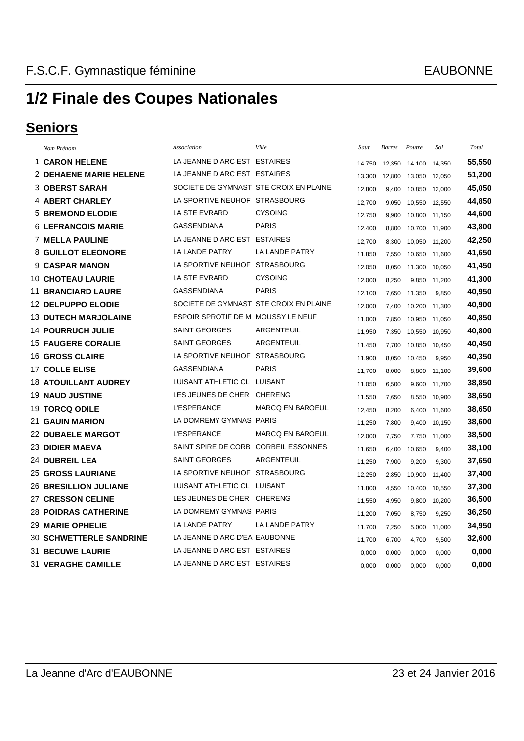F.S.C.F. Gymnastique féminine EAUBONNE

# 1/2 Finale des Coupes Nationales

## Seniors

| | Nom Prénom | Association | Ville | Saut | Barres | Poutre | Sol | Total |
|---|---|---|---|---|---|---|---|---|
| 1 | **CARON HELENE** | LA JEANNE D ARC EST | ESTAIRES | 14,750 | 12,350 | 14,100 | 14,350 | **55,550** |
| 2 | **DEHAENE MARIE HELENE** | LA JEANNE D ARC EST | ESTAIRES | 13,300 | 12,800 | 13,050 | 12,050 | **51,200** |
| 3 | **OBERST SARAH** | SOCIETE DE GYMNAST | STE CROIX EN PLAINE | 12,800 | 9,400 | 10,850 | 12,000 | **45,050** |
| 4 | **ABERT CHARLEY** | LA SPORTIVE NEUHOF | STRASBOURG | 12,700 | 9,050 | 10,550 | 12,550 | **44,850** |
| 5 | **BREMOND ELODIE** | LA STE EVRARD | CYSOING | 12,750 | 9,900 | 10,800 | 11,150 | **44,600** |
| 6 | **LEFRANCOIS MARIE** | GASSENDIANA | PARIS | 12,400 | 8,800 | 10,700 | 11,900 | **43,800** |
| 7 | **MELLA PAULINE** | LA JEANNE D ARC EST | ESTAIRES | 12,700 | 8,300 | 10,050 | 11,200 | **42,250** |
| 8 | **GUILLOT ELEONORE** | LA LANDE PATRY | LA LANDE PATRY | 11,850 | 7,550 | 10,650 | 11,600 | **41,650** |
| 9 | **CASPAR MANON** | LA SPORTIVE NEUHOF | STRASBOURG | 12,050 | 8,050 | 11,300 | 10,050 | **41,450** |
| 10 | **CHOTEAU LAURIE** | LA STE EVRARD | CYSOING | 12,000 | 8,250 | 9,850 | 11,200 | **41,300** |
| 11 | **BRANCIARD LAURE** | GASSENDIANA | PARIS | 12,100 | 7,650 | 11,350 | 9,850 | **40,950** |
| 12 | **DELPUPPO ELODIE** | SOCIETE DE GYMNAST | STE CROIX EN PLAINE | 12,000 | 7,400 | 10,200 | 11,300 | **40,900** |
| 13 | **DUTECH MARJOLAINE** | ESPOIR SPROTIF DE M | MOUSSY LE NEUF | 11,000 | 7,850 | 10,950 | 11,050 | **40,850** |
| 14 | **POURRUCH JULIE** | SAINT GEORGES | ARGENTEUIL | 11,950 | 7,350 | 10,550 | 10,950 | **40,800** |
| 15 | **FAUGERE CORALIE** | SAINT GEORGES | ARGENTEUIL | 11,450 | 7,700 | 10,850 | 10,450 | **40,450** |
| 16 | **GROSS CLAIRE** | LA SPORTIVE NEUHOF | STRASBOURG | 11,900 | 8,050 | 10,450 | 9,950 | **40,350** |
| 17 | **COLLE ELISE** | GASSENDIANA | PARIS | 11,700 | 8,000 | 8,800 | 11,100 | **39,600** |
| 18 | **ATOUILLANT AUDREY** | LUISANT ATHLETIC CL | LUISANT | 11,050 | 6,500 | 9,600 | 11,700 | **38,850** |
| 19 | **NAUD JUSTINE** | LES JEUNES DE CHER | CHERENG | 11,550 | 7,650 | 8,550 | 10,900 | **38,650** |
| 19 | **TORCQ ODILE** | L'ESPERANCE | MARCQ EN BAROEUL | 12,450 | 8,200 | 6,400 | 11,600 | **38,650** |
| 21 | **GAUIN MARION** | LA DOMREMY GYMNAS | PARIS | 11,250 | 7,800 | 9,400 | 10,150 | **38,600** |
| 22 | **DUBAELE MARGOT** | L'ESPERANCE | MARCQ EN BAROEUL | 12,000 | 7,750 | 7,750 | 11,000 | **38,500** |
| 23 | **DIDIER MAEVA** | SAINT SPIRE DE CORB | CORBEIL ESSONNES | 11,650 | 6,400 | 10,650 | 9,400 | **38,100** |
| 24 | **DUBREIL LEA** | SAINT GEORGES | ARGENTEUIL | 11,250 | 7,900 | 9,200 | 9,300 | **37,650** |
| 25 | **GROSS LAURIANE** | LA SPORTIVE NEUHOF | STRASBOURG | 12,250 | 2,850 | 10,900 | 11,400 | **37,400** |
| 26 | **BRESILLION JULIANE** | LUISANT ATHLETIC CL | LUISANT | 11,800 | 4,550 | 10,400 | 10,550 | **37,300** |
| 27 | **CRESSON CELINE** | LES JEUNES DE CHER | CHERENG | 11,550 | 4,950 | 9,800 | 10,200 | **36,500** |
| 28 | **POIDRAS CATHERINE** | LA DOMREMY GYMNAS | PARIS | 11,200 | 7,050 | 8,750 | 9,250 | **36,250** |
| 29 | **MARIE OPHELIE** | LA LANDE PATRY | LA LANDE PATRY | 11,700 | 7,250 | 5,000 | 11,000 | **34,950** |
| 30 | **SCHWETTERLE SANDRINE** | LA JEANNE D ARC D'EA | EAUBONNE | 11,700 | 6,700 | 4,700 | 9,500 | **32,600** |
| 31 | **BECUWE LAURIE** | LA JEANNE D ARC EST | ESTAIRES | 0,000 | 0,000 | 0,000 | 0,000 | **0,000** |
| 31 | **VERAGHE CAMILLE** | LA JEANNE D ARC EST | ESTAIRES | 0,000 | 0,000 | 0,000 | 0,000 | **0,000** |

La Jeanne d'Arc d'EAUBONNE 23 et 24 Janvier 2016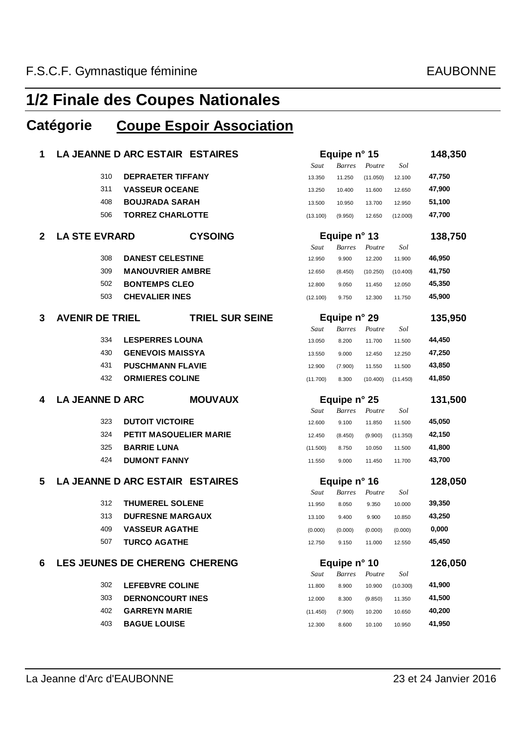F.S.C.F. Gymnastique féminine — EAUBONNE

# 1/2 Finale des Coupes Nationales

## Catégorie **Coupe Espoir Association**

| Rang | Club / N° | Nom | Saut | Barres | Poutre | Sol | Total |
|---|---|---|---|---|---|---|---|
| **1** | **LA JEANNE D ARC ESTAIR ESTAIRES** | **Equipe n° 15** | | | | | **148,350** |
| | 310 | **DEPRAETER TIFFANY** | 13.350 | 11.250 | (11.050) | 12.100 | **47,750** |
| | 311 | **VASSEUR OCEANE** | 13.250 | 10.400 | 11.600 | 12.650 | **47,900** |
| | 408 | **BOUJRADA SARAH** | 13.500 | 10.950 | 13.700 | 12.950 | **51,100** |
| | 506 | **TORREZ CHARLOTTE** | (13.100) | (9.950) | 12.650 | (12.000) | **47,700** |
| **2** | **LA STE EVRARD CYSOING** | **Equipe n° 13** | | | | | **138,750** |
| | 308 | **DANEST CELESTINE** | 12.950 | 9.900 | 12.200 | 11.900 | **46,950** |
| | 309 | **MANOUVRIER AMBRE** | 12.650 | (8.450) | (10.250) | (10.400) | **41,750** |
| | 502 | **BONTEMPS CLEO** | 12.800 | 9.050 | 11.450 | 12.050 | **45,350** |
| | 503 | **CHEVALIER INES** | (12.100) | 9.750 | 12.300 | 11.750 | **45,900** |
| **3** | **AVENIR DE TRIEL TRIEL SUR SEINE** | **Equipe n° 29** | | | | | **135,950** |
| | 334 | **LESPERRES LOUNA** | 13.050 | 8.200 | 11.700 | 11.500 | **44,450** |
| | 430 | **GENEVOIS MAISSYA** | 13.550 | 9.000 | 12.450 | 12.250 | **47,250** |
| | 431 | **PUSCHMANN FLAVIE** | 12.900 | (7.900) | 11.550 | 11.500 | **43,850** |
| | 432 | **ORMIERES COLINE** | (11.700) | 8.300 | (10.400) | (11.450) | **41,850** |
| **4** | **LA JEANNE D ARC MOUVAUX** | **Equipe n° 25** | | | | | **131,500** |
| | 323 | **DUTOIT VICTOIRE** | 12.600 | 9.100 | 11.850 | 11.500 | **45,050** |
| | 324 | **PETIT MASQUELIER MARIE** | 12.450 | (8.450) | (9.900) | (11.350) | **42,150** |
| | 325 | **BARRIE LUNA** | (11.500) | 8.750 | 10.050 | 11.500 | **41,800** |
| | 424 | **DUMONT FANNY** | 11.550 | 9.000 | 11.450 | 11.700 | **43,700** |
| **5** | **LA JEANNE D ARC ESTAIR ESTAIRES** | **Equipe n° 16** | | | | | **128,050** |
| | 312 | **THUMEREL SOLENE** | 11.950 | 8.050 | 9.350 | 10.000 | **39,350** |
| | 313 | **DUFRESNE MARGAUX** | 13.100 | 9.400 | 9.900 | 10.850 | **43,250** |
| | 409 | **VASSEUR AGATHE** | (0.000) | (0.000) | (0.000) | (0.000) | **0,000** |
| | 507 | **TURCQ AGATHE** | 12.750 | 9.150 | 11.000 | 12.550 | **45,450** |
| **6** | **LES JEUNES DE CHERENG CHERENG** | **Equipe n° 10** | | | | | **126,050** |
| | 302 | **LEFEBVRE COLINE** | 11.800 | 8.900 | 10.900 | (10.300) | **41,900** |
| | 303 | **DERNONCOURT INES** | 12.000 | 8.300 | (9.850) | 11.350 | **41,500** |
| | 402 | **GARREYN MARIE** | (11.450) | (7.900) | 10.200 | 10.650 | **40,200** |
| | 403 | **BAGUE LOUISE** | 12.300 | 8.600 | 10.100 | 10.950 | **41,950** |

La Jeanne d'Arc d'EAUBONNE — 23 et 24 Janvier 2016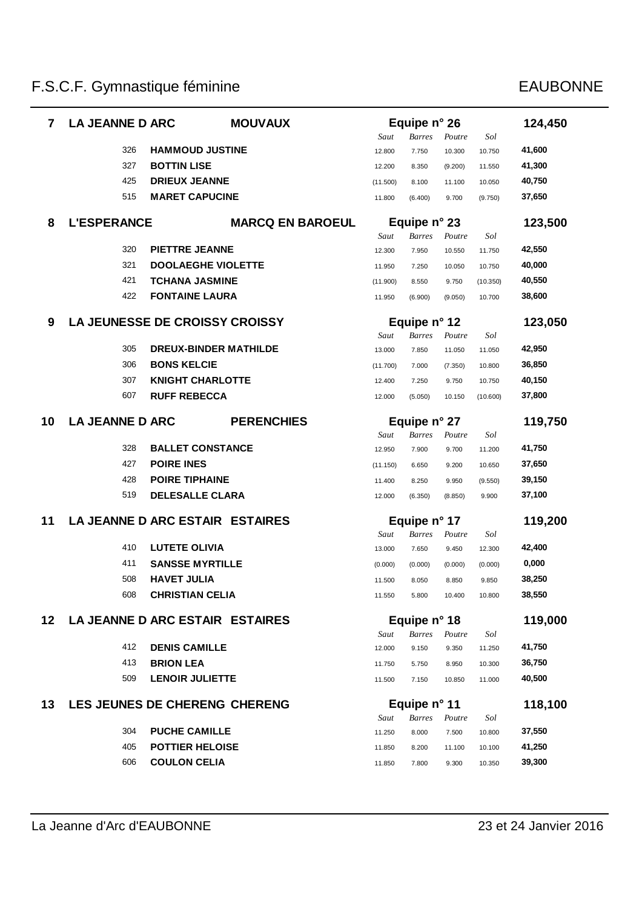F.S.C.F. Gymnastique féminine — EAUBONNE

| Rang | Club / N° | Nom | Saut | Barres | Poutre | Sol | Total |
|---|---|---|---|---|---|---|---|
| **7** | **LA JEANNE D ARC — MOUVAUX** | **Equipe n° 26** | | | | | **124,450** |
| | 326 | **HAMMOUD JUSTINE** | 12.800 | 7.750 | 10.300 | 10.750 | **41,600** |
| | 327 | **BOTTIN LISE** | 12.200 | 8.350 | (9.200) | 11.550 | **41,300** |
| | 425 | **DRIEUX JEANNE** | (11.500) | 8.100 | 11.100 | 10.050 | **40,750** |
| | 515 | **MARET CAPUCINE** | 11.800 | (6.400) | 9.700 | (9.750) | **37,650** |
| **8** | **L'ESPERANCE — MARCQ EN BAROEUL** | **Equipe n° 23** | | | | | **123,500** |
| | 320 | **PIETTRE JEANNE** | 12.300 | 7.950 | 10.550 | 11.750 | **42,550** |
| | 321 | **DOOLAEGHE VIOLETTE** | 11.950 | 7.250 | 10.050 | 10.750 | **40,000** |
| | 421 | **TCHANA JASMINE** | (11.900) | 8.550 | 9.750 | (10.350) | **40,550** |
| | 422 | **FONTAINE LAURA** | 11.950 | (6.900) | (9.050) | 10.700 | **38,600** |
| **9** | **LA JEUNESSE DE CROISSY — CROISSY** | **Equipe n° 12** | | | | | **123,050** |
| | 305 | **DREUX-BINDER MATHILDE** | 13.000 | 7.850 | 11.050 | 11.050 | **42,950** |
| | 306 | **BONS KELCIE** | (11.700) | 7.000 | (7.350) | 10.800 | **36,850** |
| | 307 | **KNIGHT CHARLOTTE** | 12.400 | 7.250 | 9.750 | 10.750 | **40,150** |
| | 607 | **RUFF REBECCA** | 12.000 | (5.050) | 10.150 | (10.600) | **37,800** |
| **10** | **LA JEANNE D ARC — PERENCHIES** | **Equipe n° 27** | | | | | **119,750** |
| | 328 | **BALLET CONSTANCE** | 12.950 | 7.900 | 9.700 | 11.200 | **41,750** |
| | 427 | **POIRE INES** | (11.150) | 6.650 | 9.200 | 10.650 | **37,650** |
| | 428 | **POIRE TIPHAINE** | 11.400 | 8.250 | 9.950 | (9.550) | **39,150** |
| | 519 | **DELESALLE CLARA** | 12.000 | (6.350) | (8.850) | 9.900 | **37,100** |
| **11** | **LA JEANNE D ARC ESTAIR — ESTAIRES** | **Equipe n° 17** | | | | | **119,200** |
| | 410 | **LUTETE OLIVIA** | 13.000 | 7.650 | 9.450 | 12.300 | **42,400** |
| | 411 | **SANSSE MYRTILLE** | (0.000) | (0.000) | (0.000) | (0.000) | **0,000** |
| | 508 | **HAVET JULIA** | 11.500 | 8.050 | 8.850 | 9.850 | **38,250** |
| | 608 | **CHRISTIAN CELIA** | 11.550 | 5.800 | 10.400 | 10.800 | **38,550** |
| **12** | **LA JEANNE D ARC ESTAIR — ESTAIRES** | **Equipe n° 18** | | | | | **119,000** |
| | 412 | **DENIS CAMILLE** | 12.000 | 9.150 | 9.350 | 11.250 | **41,750** |
| | 413 | **BRION LEA** | 11.750 | 5.750 | 8.950 | 10.300 | **36,750** |
| | 509 | **LENOIR JULIETTE** | 11.500 | 7.150 | 10.850 | 11.000 | **40,500** |
| **13** | **LES JEUNES DE CHERENG — CHERENG** | **Equipe n° 11** | | | | | **118,100** |
| | 304 | **PUCHE CAMILLE** | 11.250 | 8.000 | 7.500 | 10.800 | **37,550** |
| | 405 | **POTTIER HELOISE** | 11.850 | 8.200 | 11.100 | 10.100 | **41,250** |
| | 606 | **COULON CELIA** | 11.850 | 7.800 | 9.300 | 10.350 | **39,300** |

La Jeanne d'Arc d'EAUBONNE — 23 et 24 Janvier 2016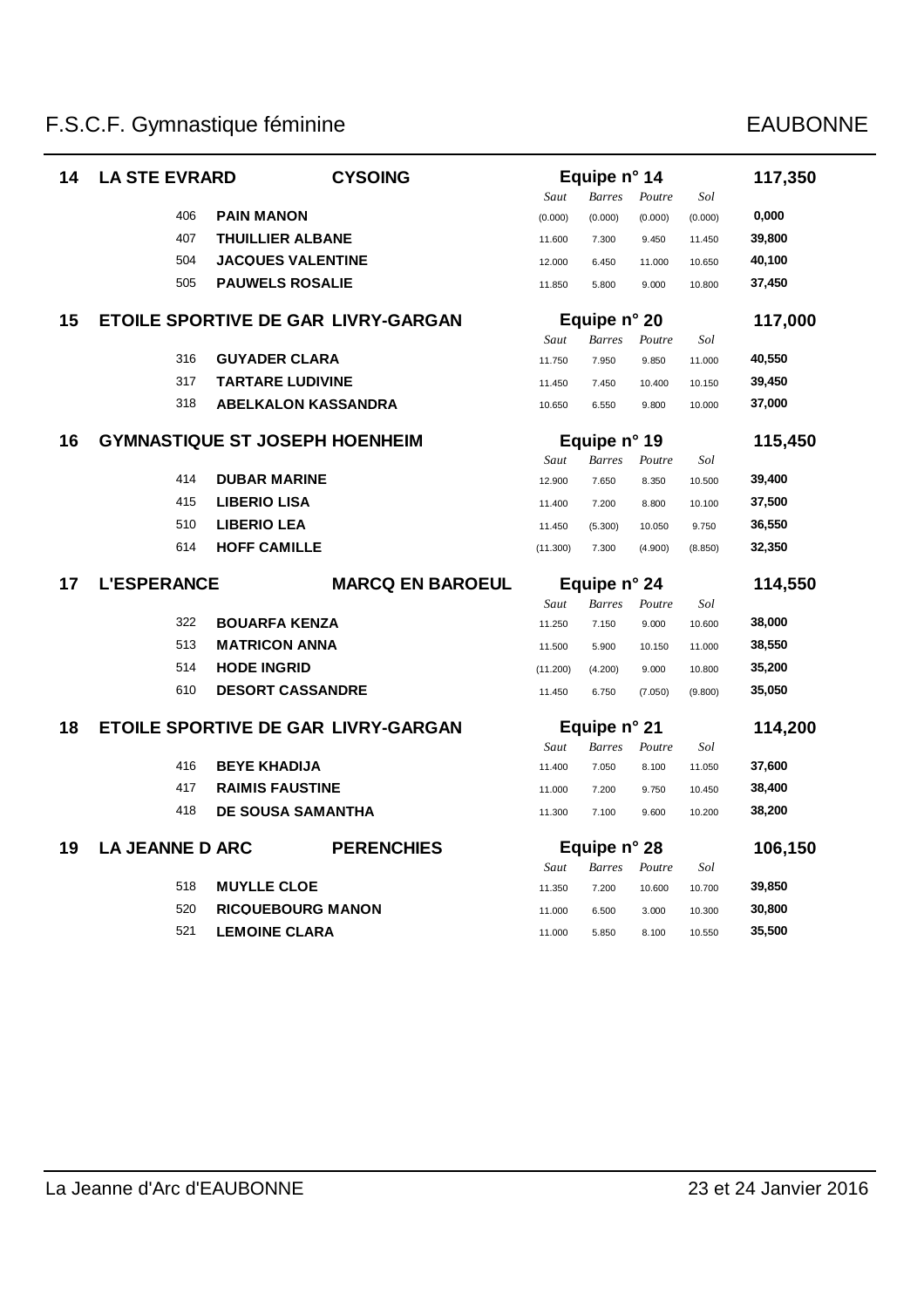F.S.C.F. Gymnastique féminine — EAUBONNE

| Rang | Club | | Équipe | Saut | Barres | Poutre | Sol | Total |
|---|---|---|---|---|---|---|---|---|
| **14** | **LA STE EVRARD** | **CYSOING** | **Equipe n° 14** | | | | | **117,350** |
| 406 | **PAIN MANON** | | | (0.000) | (0.000) | (0.000) | (0.000) | **0,000** |
| 407 | **THUILLIER ALBANE** | | | 11.600 | 7.300 | 9.450 | 11.450 | **39,800** |
| 504 | **JACQUES VALENTINE** | | | 12.000 | 6.450 | 11.000 | 10.650 | **40,100** |
| 505 | **PAUWELS ROSALIE** | | | 11.850 | 5.800 | 9.000 | 10.800 | **37,450** |
| **15** | **ETOILE SPORTIVE DE GAR** | **LIVRY-GARGAN** | **Equipe n° 20** | | | | | **117,000** |
| 316 | **GUYADER CLARA** | | | 11.750 | 7.950 | 9.850 | 11.000 | **40,550** |
| 317 | **TARTARE LUDIVINE** | | | 11.450 | 7.450 | 10.400 | 10.150 | **39,450** |
| 318 | **ABELKALON KASSANDRA** | | | 10.650 | 6.550 | 9.800 | 10.000 | **37,000** |
| **16** | **GYMNASTIQUE ST JOSEPH** | **HOENHEIM** | **Equipe n° 19** | | | | | **115,450** |
| 414 | **DUBAR MARINE** | | | 12.900 | 7.650 | 8.350 | 10.500 | **39,400** |
| 415 | **LIBERIO LISA** | | | 11.400 | 7.200 | 8.800 | 10.100 | **37,500** |
| 510 | **LIBERIO LEA** | | | 11.450 | (5.300) | 10.050 | 9.750 | **36,550** |
| 614 | **HOFF CAMILLE** | | | (11.300) | 7.300 | (4.900) | (8.850) | **32,350** |
| **17** | **L'ESPERANCE** | **MARCQ EN BAROEUL** | **Equipe n° 24** | | | | | **114,550** |
| 322 | **BOUARFA KENZA** | | | 11.250 | 7.150 | 9.000 | 10.600 | **38,000** |
| 513 | **MATRICON ANNA** | | | 11.500 | 5.900 | 10.150 | 11.000 | **38,550** |
| 514 | **HODE INGRID** | | | (11.200) | (4.200) | 9.000 | 10.800 | **35,200** |
| 610 | **DESORT CASSANDRE** | | | 11.450 | 6.750 | (7.050) | (9.800) | **35,050** |
| **18** | **ETOILE SPORTIVE DE GAR** | **LIVRY-GARGAN** | **Equipe n° 21** | | | | | **114,200** |
| 416 | **BEYE KHADIJA** | | | 11.400 | 7.050 | 8.100 | 11.050 | **37,600** |
| 417 | **RAIMIS FAUSTINE** | | | 11.000 | 7.200 | 9.750 | 10.450 | **38,400** |
| 418 | **DE SOUSA SAMANTHA** | | | 11.300 | 7.100 | 9.600 | 10.200 | **38,200** |
| **19** | **LA JEANNE D ARC** | **PERENCHIES** | **Equipe n° 28** | | | | | **106,150** |
| 518 | **MUYLLE CLOE** | | | 11.350 | 7.200 | 10.600 | 10.700 | **39,850** |
| 520 | **RICQUEBOURG MANON** | | | 11.000 | 6.500 | 3.000 | 10.300 | **30,800** |
| 521 | **LEMOINE CLARA** | | | 11.000 | 5.850 | 8.100 | 10.550 | **35,500** |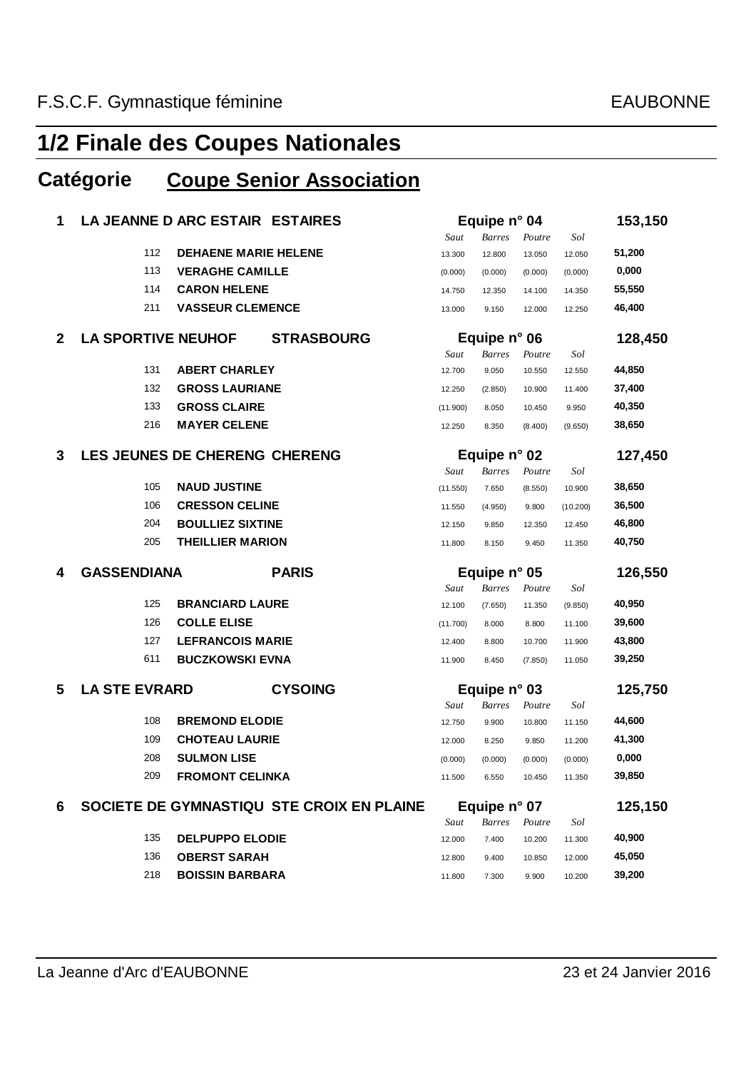F.S.C.F. Gymnastique féminine EAUBONNE

# 1/2 Finale des Coupes Nationales

## Catégorie Coupe Senior Association

| Rang | N° | Nom | Saut | Barres | Poutre | Sol | Total |
|---|---|---|---|---|---|---|---|
| **1** | | **LA JEANNE D ARC ESTAIR ESTAIRES** — Equipe n° 04 | | | | | **153,150** |
| | 112 | **DEHAENE MARIE HELENE** | 13.300 | 12.800 | 13.050 | 12.050 | **51,200** |
| | 113 | **VERAGHE CAMILLE** | (0.000) | (0.000) | (0.000) | (0.000) | **0,000** |
| | 114 | **CARON HELENE** | 14.750 | 12.350 | 14.100 | 14.350 | **55,550** |
| | 211 | **VASSEUR CLEMENCE** | 13.000 | 9.150 | 12.000 | 12.250 | **46,400** |
| **2** | | **LA SPORTIVE NEUHOF STRASBOURG** — Equipe n° 06 | | | | | **128,450** |
| | 131 | **ABERT CHARLEY** | 12.700 | 9.050 | 10.550 | 12.550 | **44,850** |
| | 132 | **GROSS LAURIANE** | 12.250 | (2.850) | 10.900 | 11.400 | **37,400** |
| | 133 | **GROSS CLAIRE** | (11.900) | 8.050 | 10.450 | 9.950 | **40,350** |
| | 216 | **MAYER CELENE** | 12.250 | 8.350 | (8.400) | (9.650) | **38,650** |
| **3** | | **LES JEUNES DE CHERENG CHERENG** — Equipe n° 02 | | | | | **127,450** |
| | 105 | **NAUD JUSTINE** | (11.550) | 7.650 | (8.550) | 10.900 | **38,650** |
| | 106 | **CRESSON CELINE** | 11.550 | (4.950) | 9.800 | (10.200) | **36,500** |
| | 204 | **BOULLIEZ SIXTINE** | 12.150 | 9.850 | 12.350 | 12.450 | **46,800** |
| | 205 | **THEILLIER MARION** | 11.800 | 8.150 | 9.450 | 11.350 | **40,750** |
| **4** | | **GASSENDIANA PARIS** — Equipe n° 05 | | | | | **126,550** |
| | 125 | **BRANCIARD LAURE** | 12.100 | (7.650) | 11.350 | (9.850) | **40,950** |
| | 126 | **COLLE ELISE** | (11.700) | 8.000 | 8.800 | 11.100 | **39,600** |
| | 127 | **LEFRANCOIS MARIE** | 12.400 | 8.800 | 10.700 | 11.900 | **43,800** |
| | 611 | **BUCZKOWSKI EVNA** | 11.900 | 8.450 | (7.850) | 11.050 | **39,250** |
| **5** | | **LA STE EVRARD CYSOING** — Equipe n° 03 | | | | | **125,750** |
| | 108 | **BREMOND ELODIE** | 12.750 | 9.900 | 10.800 | 11.150 | **44,600** |
| | 109 | **CHOTEAU LAURIE** | 12.000 | 8.250 | 9.850 | 11.200 | **41,300** |
| | 208 | **SULMON LISE** | (0.000) | (0.000) | (0.000) | (0.000) | **0,000** |
| | 209 | **FROMONT CELINKA** | 11.500 | 6.550 | 10.450 | 11.350 | **39,850** |
| **6** | | **SOCIETE DE GYMNASTIQU STE CROIX EN PLAINE** — Equipe n° 07 | | | | | **125,150** |
| | 135 | **DELPUPPO ELODIE** | 12.000 | 7.400 | 10.200 | 11.300 | **40,900** |
| | 136 | **OBERST SARAH** | 12.800 | 9.400 | 10.850 | 12.000 | **45,050** |
| | 218 | **BOISSIN BARBARA** | 11.800 | 7.300 | 9.900 | 10.200 | **39,200** |

La Jeanne d'Arc d'EAUBONNE 23 et 24 Janvier 2016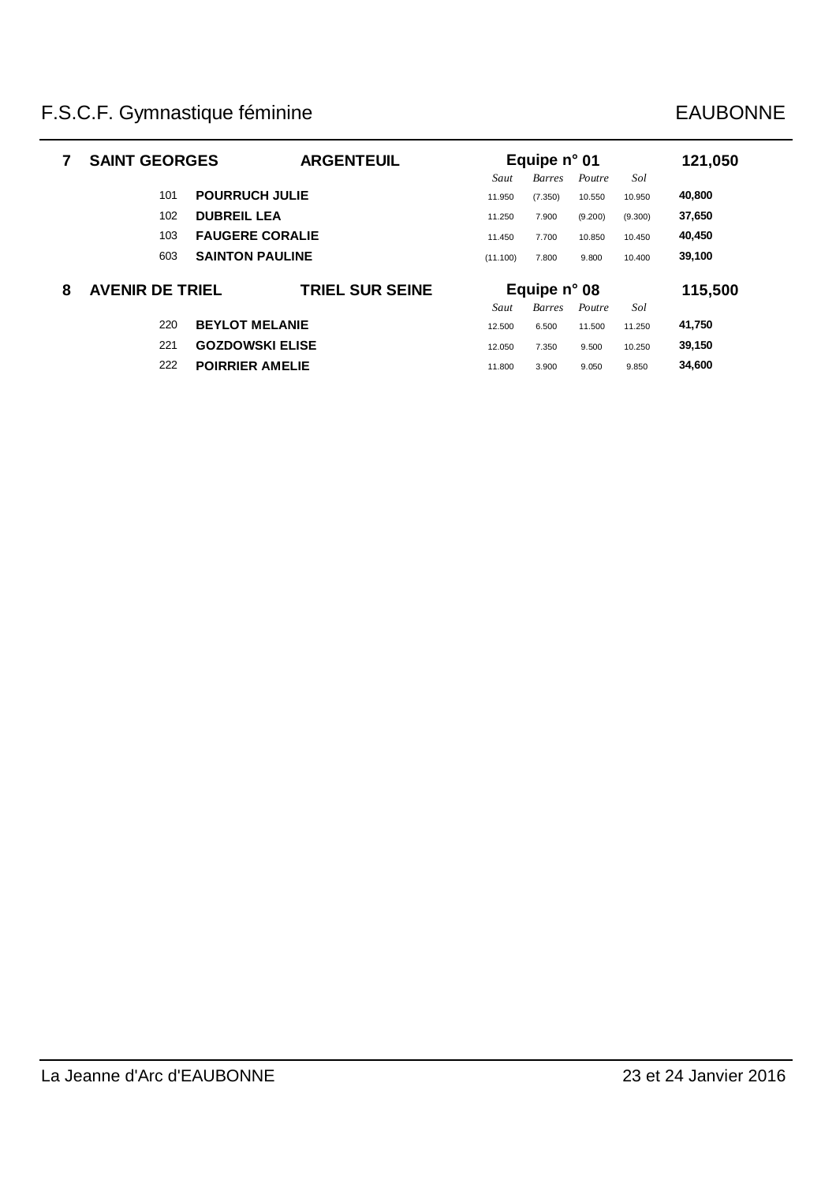| Rang | Club | Ville | | Equipe | | | | Total |
|---|---|---|---|---|---|---|---|---|
| **7** | **SAINT GEORGES** | **ARGENTEUIL** | | **Equipe n° 01** | | | | **121,050** |
| | | | | *Saut* | *Barres* | *Poutre* | *Sol* | |
| | 101 | **POURRUCH JULIE** | | 11.950 | (7.350) | 10.550 | 10.950 | **40,800** |
| | 102 | **DUBREIL LEA** | | 11.250 | 7.900 | (9.200) | (9.300) | **37,650** |
| | 103 | **FAUGERE CORALIE** | | 11.450 | 7.700 | 10.850 | 10.450 | **40,450** |
| | 603 | **SAINTON PAULINE** | | (11.100) | 7.800 | 9.800 | 10.400 | **39,100** |
| **8** | **AVENIR DE TRIEL** | **TRIEL SUR SEINE** | | **Equipe n° 08** | | | | **115,500** |
| | | | | *Saut* | *Barres* | *Poutre* | *Sol* | |
| | 220 | **BEYLOT MELANIE** | | 12.500 | 6.500 | 11.500 | 11.250 | **41,750** |
| | 221 | **GOZDOWSKI ELISE** | | 12.050 | 7.350 | 9.500 | 10.250 | **39,150** |
| | 222 | **POIRRIER AMELIE** | | 11.800 | 3.900 | 9.050 | 9.850 | **34,600** |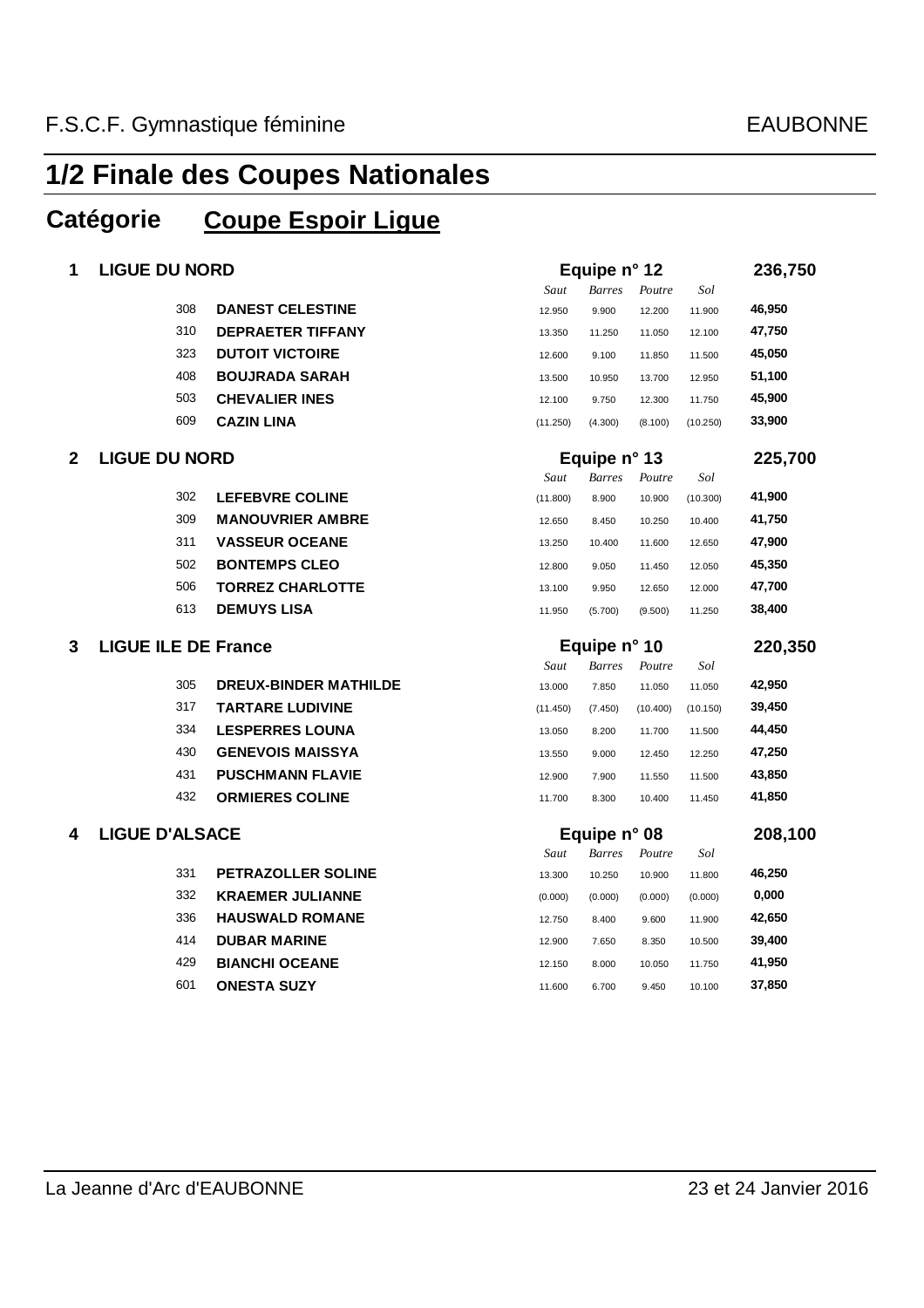F.S.C.F. Gymnastique féminine EAUBONNE

# 1/2 Finale des Coupes Nationales

## Catégorie Coupe Espoir Ligue

| Rang | Ligue / N° | Nom | Saut | Barres | Poutre | Sol | Total |
|---|---|---|---|---|---|---|---|
| **1** | **LIGUE DU NORD** | **Equipe n° 12** | | | | | **236,750** |
| | 308 | **DANEST CELESTINE** | 12.950 | 9.900 | 12.200 | 11.900 | **46,950** |
| | 310 | **DEPRAETER TIFFANY** | 13.350 | 11.250 | 11.050 | 12.100 | **47,750** |
| | 323 | **DUTOIT VICTOIRE** | 12.600 | 9.100 | 11.850 | 11.500 | **45,050** |
| | 408 | **BOUJRADA SARAH** | 13.500 | 10.950 | 13.700 | 12.950 | **51,100** |
| | 503 | **CHEVALIER INES** | 12.100 | 9.750 | 12.300 | 11.750 | **45,900** |
| | 609 | **CAZIN LINA** | (11.250) | (4.300) | (8.100) | (10.250) | **33,900** |
| **2** | **LIGUE DU NORD** | **Equipe n° 13** | | | | | **225,700** |
| | 302 | **LEFEBVRE COLINE** | (11.800) | 8.900 | 10.900 | (10.300) | **41,900** |
| | 309 | **MANOUVRIER AMBRE** | 12.650 | 8.450 | 10.250 | 10.400 | **41,750** |
| | 311 | **VASSEUR OCEANE** | 13.250 | 10.400 | 11.600 | 12.650 | **47,900** |
| | 502 | **BONTEMPS CLEO** | 12.800 | 9.050 | 11.450 | 12.050 | **45,350** |
| | 506 | **TORREZ CHARLOTTE** | 13.100 | 9.950 | 12.650 | 12.000 | **47,700** |
| | 613 | **DEMUYS LISA** | 11.950 | (5.700) | (9.500) | 11.250 | **38,400** |
| **3** | **LIGUE ILE DE France** | **Equipe n° 10** | | | | | **220,350** |
| | 305 | **DREUX-BINDER MATHILDE** | 13.000 | 7.850 | 11.050 | 11.050 | **42,950** |
| | 317 | **TARTARE LUDIVINE** | (11.450) | (7.450) | (10.400) | (10.150) | **39,450** |
| | 334 | **LESPERRES LOUNA** | 13.050 | 8.200 | 11.700 | 11.500 | **44,450** |
| | 430 | **GENEVOIS MAISSYA** | 13.550 | 9.000 | 12.450 | 12.250 | **47,250** |
| | 431 | **PUSCHMANN FLAVIE** | 12.900 | 7.900 | 11.550 | 11.500 | **43,850** |
| | 432 | **ORMIERES COLINE** | 11.700 | 8.300 | 10.400 | 11.450 | **41,850** |
| **4** | **LIGUE D'ALSACE** | **Equipe n° 08** | | | | | **208,100** |
| | 331 | **PETRAZOLLER SOLINE** | 13.300 | 10.250 | 10.900 | 11.800 | **46,250** |
| | 332 | **KRAEMER JULIANNE** | (0.000) | (0.000) | (0.000) | (0.000) | **0,000** |
| | 336 | **HAUSWALD ROMANE** | 12.750 | 8.400 | 9.600 | 11.900 | **42,650** |
| | 414 | **DUBAR MARINE** | 12.900 | 7.650 | 8.350 | 10.500 | **39,400** |
| | 429 | **BIANCHI OCEANE** | 12.150 | 8.000 | 10.050 | 11.750 | **41,950** |
| | 601 | **ONESTA SUZY** | 11.600 | 6.700 | 9.450 | 10.100 | **37,850** |

La Jeanne d'Arc d'EAUBONNE 23 et 24 Janvier 2016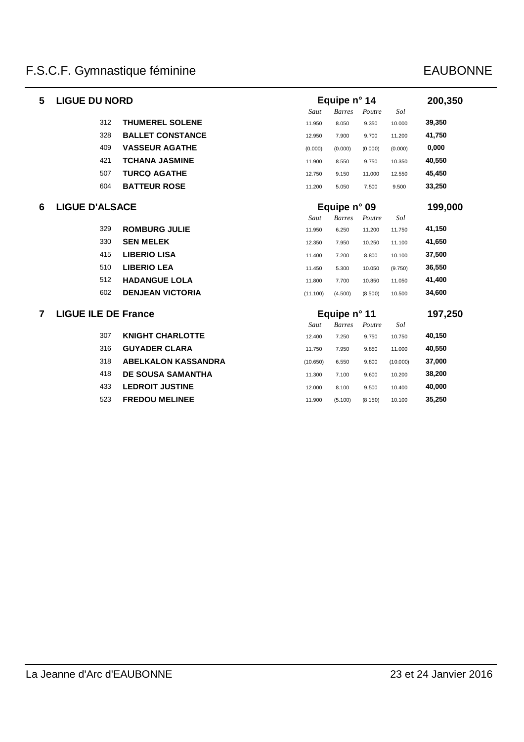F.S.C.F. Gymnastique féminine — EAUBONNE

| Rang | Ligue | N° | Nom | Saut | Barres | Poutre | Sol | Total |
|---|---|---|---|---|---|---|---|---|
| **5** | **LIGUE DU NORD** | | **Equipe n° 14** | | | | | **200,350** |
| | | 312 | **THUMEREL SOLENE** | 11.950 | 8.050 | 9.350 | 10.000 | **39,350** |
| | | 328 | **BALLET CONSTANCE** | 12.950 | 7.900 | 9.700 | 11.200 | **41,750** |
| | | 409 | **VASSEUR AGATHE** | (0.000) | (0.000) | (0.000) | (0.000) | **0,000** |
| | | 421 | **TCHANA JASMINE** | 11.900 | 8.550 | 9.750 | 10.350 | **40,550** |
| | | 507 | **TURCQ AGATHE** | 12.750 | 9.150 | 11.000 | 12.550 | **45,450** |
| | | 604 | **BATTEUR ROSE** | 11.200 | 5.050 | 7.500 | 9.500 | **33,250** |
| **6** | **LIGUE D'ALSACE** | | **Equipe n° 09** | | | | | **199,000** |
| | | 329 | **ROMBURG JULIE** | 11.950 | 6.250 | 11.200 | 11.750 | **41,150** |
| | | 330 | **SEN MELEK** | 12.350 | 7.950 | 10.250 | 11.100 | **41,650** |
| | | 415 | **LIBERIO LISA** | 11.400 | 7.200 | 8.800 | 10.100 | **37,500** |
| | | 510 | **LIBERIO LEA** | 11.450 | 5.300 | 10.050 | (9.750) | **36,550** |
| | | 512 | **HADANGUE LOLA** | 11.800 | 7.700 | 10.850 | 11.050 | **41,400** |
| | | 602 | **DENJEAN VICTORIA** | (11.100) | (4.500) | (8.500) | 10.500 | **34,600** |
| **7** | **LIGUE ILE DE France** | | **Equipe n° 11** | | | | | **197,250** |
| | | 307 | **KNIGHT CHARLOTTE** | 12.400 | 7.250 | 9.750 | 10.750 | **40,150** |
| | | 316 | **GUYADER CLARA** | 11.750 | 7.950 | 9.850 | 11.000 | **40,550** |
| | | 318 | **ABELKALON KASSANDRA** | (10.650) | 6.550 | 9.800 | (10.000) | **37,000** |
| | | 418 | **DE SOUSA SAMANTHA** | 11.300 | 7.100 | 9.600 | 10.200 | **38,200** |
| | | 433 | **LEDROIT JUSTINE** | 12.000 | 8.100 | 9.500 | 10.400 | **40,000** |
| | | 523 | **FREDOU MELINEE** | 11.900 | (5.100) | (8.150) | 10.100 | **35,250** |

La Jeanne d'Arc d'EAUBONNE — 23 et 24 Janvier 2016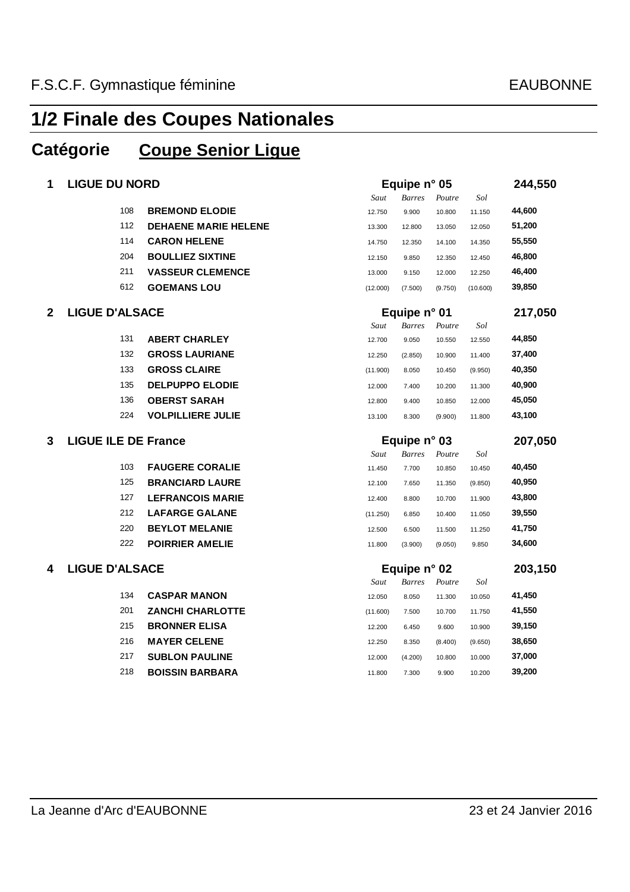# 1/2 Finale des Coupes Nationales

## Catégorie **Coupe Senior Ligue**

**1 LIGUE DU NORD** — **Equipe n° 05** — **244,550**

| N° | Nom | *Saut* | *Barres* | *Poutre* | *Sol* | Total |
|---|---|---|---|---|---|---|
| 108 | **BREMOND ELODIE** | 12.750 | 9.900 | 10.800 | 11.150 | **44,600** |
| 112 | **DEHAENE MARIE HELENE** | 13.300 | 12.800 | 13.050 | 12.050 | **51,200** |
| 114 | **CARON HELENE** | 14.750 | 12.350 | 14.100 | 14.350 | **55,550** |
| 204 | **BOULLIEZ SIXTINE** | 12.150 | 9.850 | 12.350 | 12.450 | **46,800** |
| 211 | **VASSEUR CLEMENCE** | 13.000 | 9.150 | 12.000 | 12.250 | **46,400** |
| 612 | **GOEMANS LOU** | (12.000) | (7.500) | (9.750) | (10.600) | **39,850** |

**2 LIGUE D'ALSACE** — **Equipe n° 01** — **217,050**

| N° | Nom | *Saut* | *Barres* | *Poutre* | *Sol* | Total |
|---|---|---|---|---|---|---|
| 131 | **ABERT CHARLEY** | 12.700 | 9.050 | 10.550 | 12.550 | **44,850** |
| 132 | **GROSS LAURIANE** | 12.250 | (2.850) | 10.900 | 11.400 | **37,400** |
| 133 | **GROSS CLAIRE** | (11.900) | 8.050 | 10.450 | (9.950) | **40,350** |
| 135 | **DELPUPPO ELODIE** | 12.000 | 7.400 | 10.200 | 11.300 | **40,900** |
| 136 | **OBERST SARAH** | 12.800 | 9.400 | 10.850 | 12.000 | **45,050** |
| 224 | **VOLPILLIERE JULIE** | 13.100 | 8.300 | (9.900) | 11.800 | **43,100** |

**3 LIGUE ILE DE France** — **Equipe n° 03** — **207,050**

| N° | Nom | *Saut* | *Barres* | *Poutre* | *Sol* | Total |
|---|---|---|---|---|---|---|
| 103 | **FAUGERE CORALIE** | 11.450 | 7.700 | 10.850 | 10.450 | **40,450** |
| 125 | **BRANCIARD LAURE** | 12.100 | 7.650 | 11.350 | (9.850) | **40,950** |
| 127 | **LEFRANCOIS MARIE** | 12.400 | 8.800 | 10.700 | 11.900 | **43,800** |
| 212 | **LAFARGE GALANE** | (11.250) | 6.850 | 10.400 | 11.050 | **39,550** |
| 220 | **BEYLOT MELANIE** | 12.500 | 6.500 | 11.500 | 11.250 | **41,750** |
| 222 | **POIRRIER AMELIE** | 11.800 | (3.900) | (9.050) | 9.850 | **34,600** |

**4 LIGUE D'ALSACE** — **Equipe n° 02** — **203,150**

| N° | Nom | *Saut* | *Barres* | *Poutre* | *Sol* | Total |
|---|---|---|---|---|---|---|
| 134 | **CASPAR MANON** | 12.050 | 8.050 | 11.300 | 10.050 | **41,450** |
| 201 | **ZANCHI CHARLOTTE** | (11.600) | 7.500 | 10.700 | 11.750 | **41,550** |
| 215 | **BRONNER ELISA** | 12.200 | 6.450 | 9.600 | 10.900 | **39,150** |
| 216 | **MAYER CELENE** | 12.250 | 8.350 | (8.400) | (9.650) | **38,650** |
| 217 | **SUBLON PAULINE** | 12.000 | (4.200) | 10.800 | 10.000 | **37,000** |
| 218 | **BOISSIN BARBARA** | 11.800 | 7.300 | 9.900 | 10.200 | **39,200** |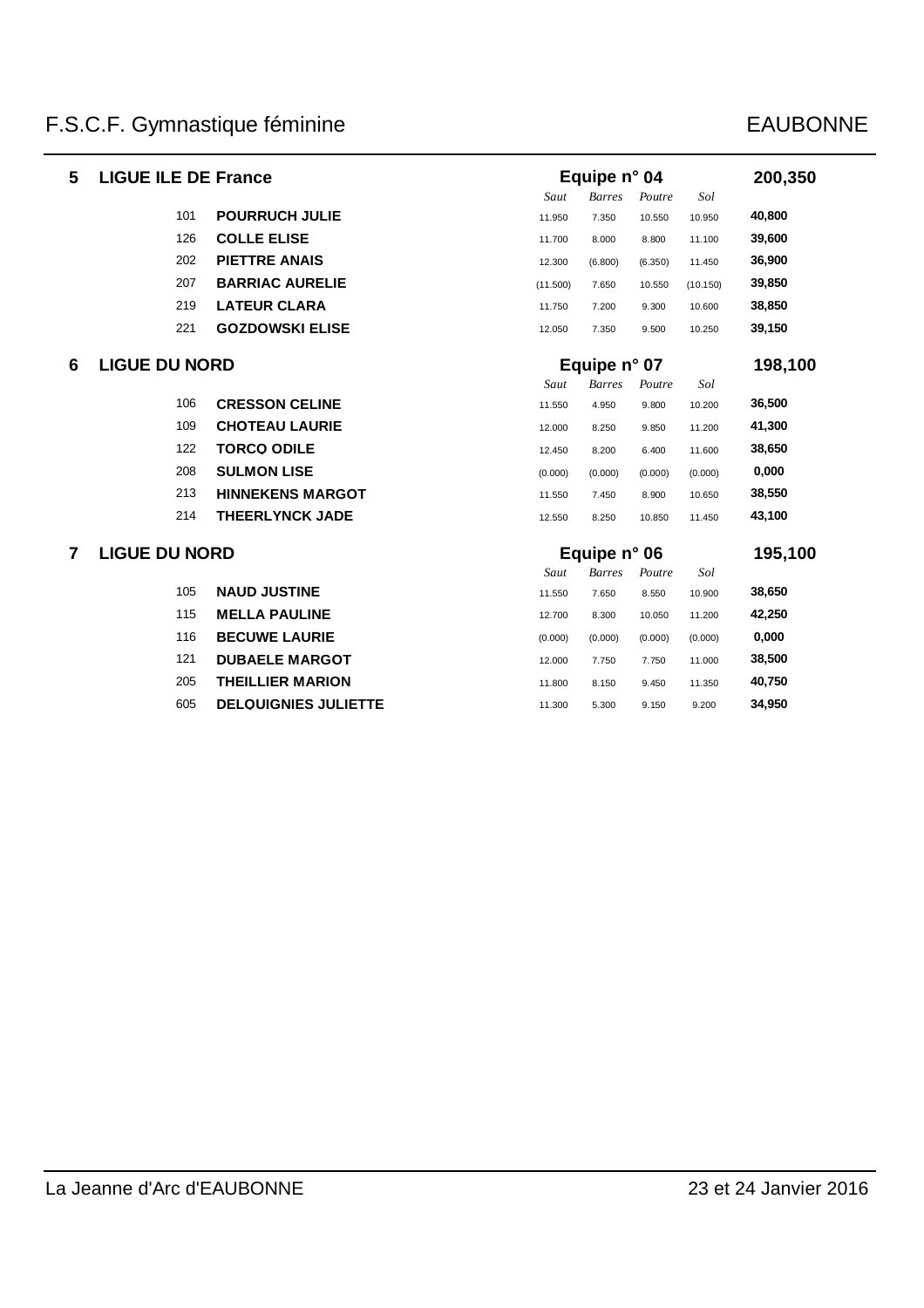| Rang | Ligue | N° | Nom | Saut | Barres | Poutre | Sol | Total |
|---|---|---|---|---|---|---|---|---|
| 5 | LIGUE ILE DE France | | Equipe n° 04 | | | | | 200,350 |
| | | 101 | POURRUCH JULIE | 11.950 | 7.350 | 10.550 | 10.950 | 40,800 |
| | | 126 | COLLE ELISE | 11.700 | 8.000 | 8.800 | 11.100 | 39,600 |
| | | 202 | PIETTRE ANAIS | 12.300 | (6.800) | (6.350) | 11.450 | 36,900 |
| | | 207 | BARRIAC AURELIE | (11.500) | 7.650 | 10.550 | (10.150) | 39,850 |
| | | 219 | LATEUR CLARA | 11.750 | 7.200 | 9.300 | 10.600 | 38,850 |
| | | 221 | GOZDOWSKI ELISE | 12.050 | 7.350 | 9.500 | 10.250 | 39,150 |
| 6 | LIGUE DU NORD | | Equipe n° 07 | | | | | 198,100 |
| | | 106 | CRESSON CELINE | 11.550 | 4.950 | 9.800 | 10.200 | 36,500 |
| | | 109 | CHOTEAU LAURIE | 12.000 | 8.250 | 9.850 | 11.200 | 41,300 |
| | | 122 | TORCQ ODILE | 12.450 | 8.200 | 6.400 | 11.600 | 38,650 |
| | | 208 | SULMON LISE | (0.000) | (0.000) | (0.000) | (0.000) | 0,000 |
| | | 213 | HINNEKENS MARGOT | 11.550 | 7.450 | 8.900 | 10.650 | 38,550 |
| | | 214 | THEERLYNCK JADE | 12.550 | 8.250 | 10.850 | 11.450 | 43,100 |
| 7 | LIGUE DU NORD | | Equipe n° 06 | | | | | 195,100 |
| | | 105 | NAUD JUSTINE | 11.550 | 7.650 | 8.550 | 10.900 | 38,650 |
| | | 115 | MELLA PAULINE | 12.700 | 8.300 | 10.050 | 11.200 | 42,250 |
| | | 116 | BECUWE LAURIE | (0.000) | (0.000) | (0.000) | (0.000) | 0,000 |
| | | 121 | DUBAELE MARGOT | 12.000 | 7.750 | 7.750 | 11.000 | 38,500 |
| | | 205 | THEILLIER MARION | 11.800 | 8.150 | 9.450 | 11.350 | 40,750 |
| | | 605 | DELQUIGNIES JULIETTE | 11.300 | 5.300 | 9.150 | 9.200 | 34,950 |